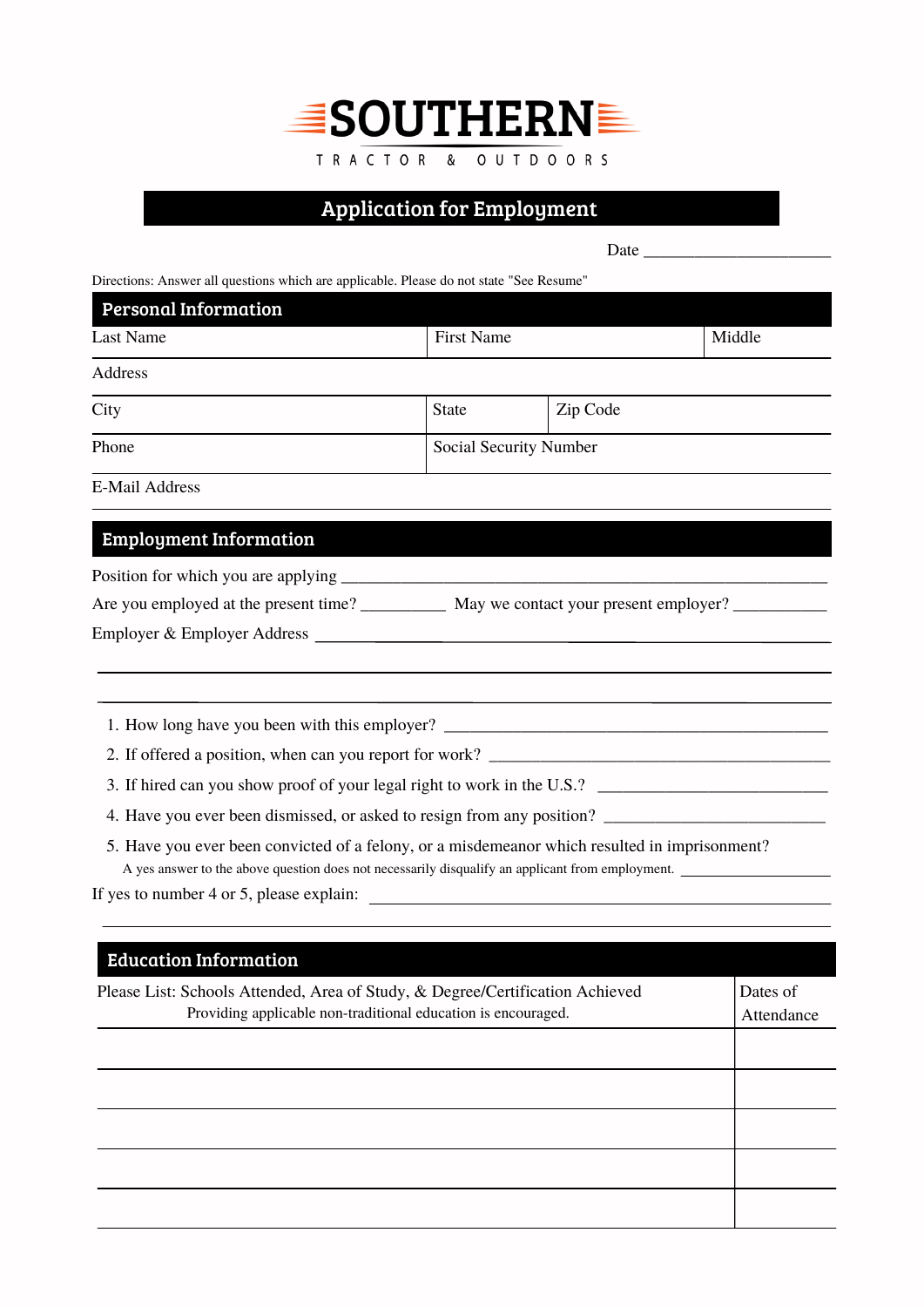# SOUTHERN

TRACTOR & OUTDOORS

## Application for Employment

Date ______________________

Directions: Answer all questions which are applicable. Please do not state "See Resume"

## Personal Information

| Last Name | First Name | Middle |
|---|---|---|
| | | |

Address

| City | State | Zip Code |
|---|---|---|
| | | |

| Phone | Social Security Number |
|---|---|
| | |

E-Mail Address

## Employment Information

Position for which you are applying ______________________________________________

Are you employed at the present time? __________ May we contact your present employer? ___________

Employer & Employer Address ______________________________________________

______________________________________________

______________________________________________

1. How long have you been with this employer? ______________________________________________
2. If offered a position, when can you report for work? ______________________________________________
3. If hired can you show proof of your legal right to work in the U.S.? ____________________________
4. Have you ever been dismissed, or asked to resign from any position? ____________________________
5. Have you ever been convicted of a felony, or a misdemeanor which resulted in imprisonment?
   A yes answer to the above question does not necessarily disqualify an applicant from employment. ___________

If yes to number 4 or 5, please explain: ______________________________________________

______________________________________________

## Education Information

| Please List: Schools Attended, Area of Study, & Degree/Certification Achieved<br>Providing applicable non-traditional education is encouraged. | Dates of Attendance |
|---|---|
| | |
| | |
| | |
| | |
| | |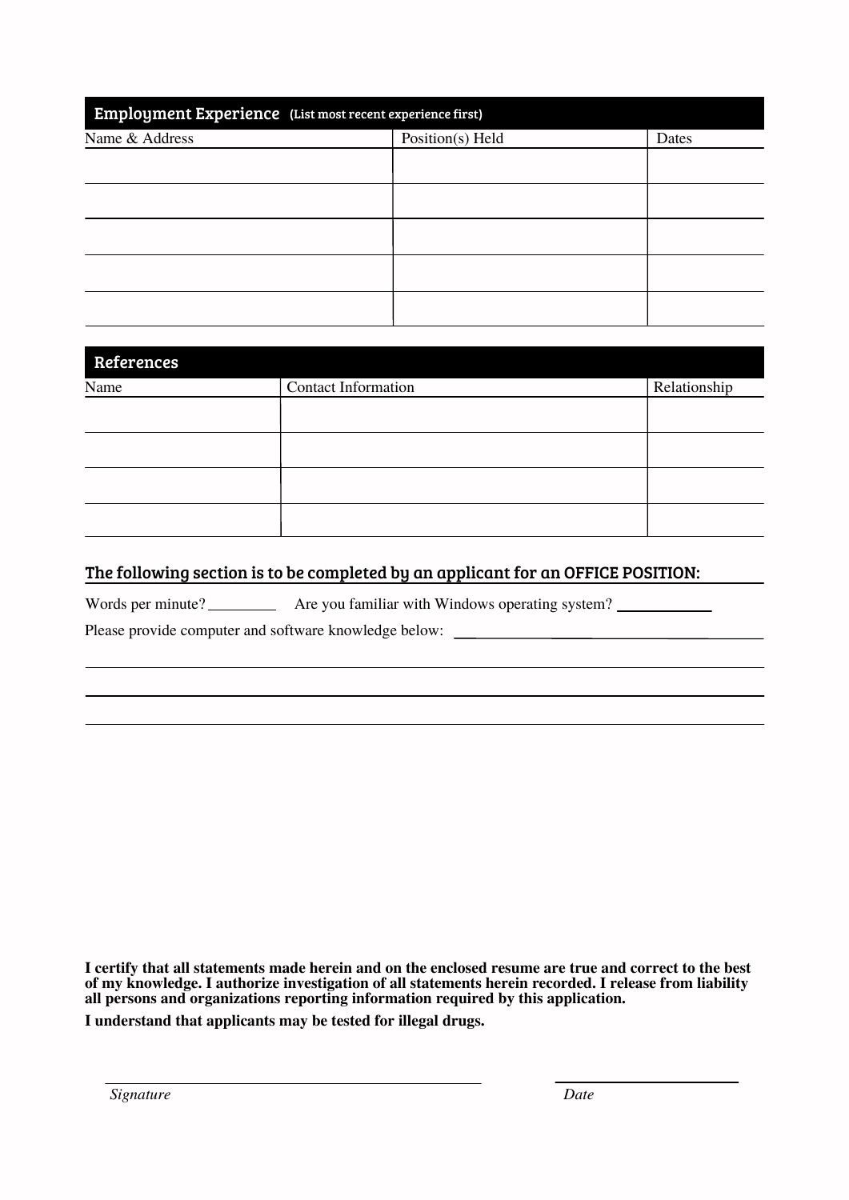## Employment Experience (List most recent experience first)

| Name & Address | Position(s) Held | Dates |
|---|---|---|
| | | |
| | | |
| | | |
| | | |
| | | |

## References

| Name | Contact Information | Relationship |
|---|---|---|
| | | |
| | | |
| | | |
| | | |

### The following section is to be completed by an applicant for an OFFICE POSITION:

Words per minute? ________ Are you familiar with Windows operating system? ____________

Please provide computer and software knowledge below: ________________________________

______________________________________________________________________________

______________________________________________________________________________

______________________________________________________________________________

**I certify that all statements made herein and on the enclosed resume are true and correct to the best of my knowledge. I authorize investigation of all statements herein recorded. I release from liability all persons and organizations reporting information required by this application.**

**I understand that applicants may be tested for illegal drugs.**

______________________________________________ ______________________

*Signature* *Date*